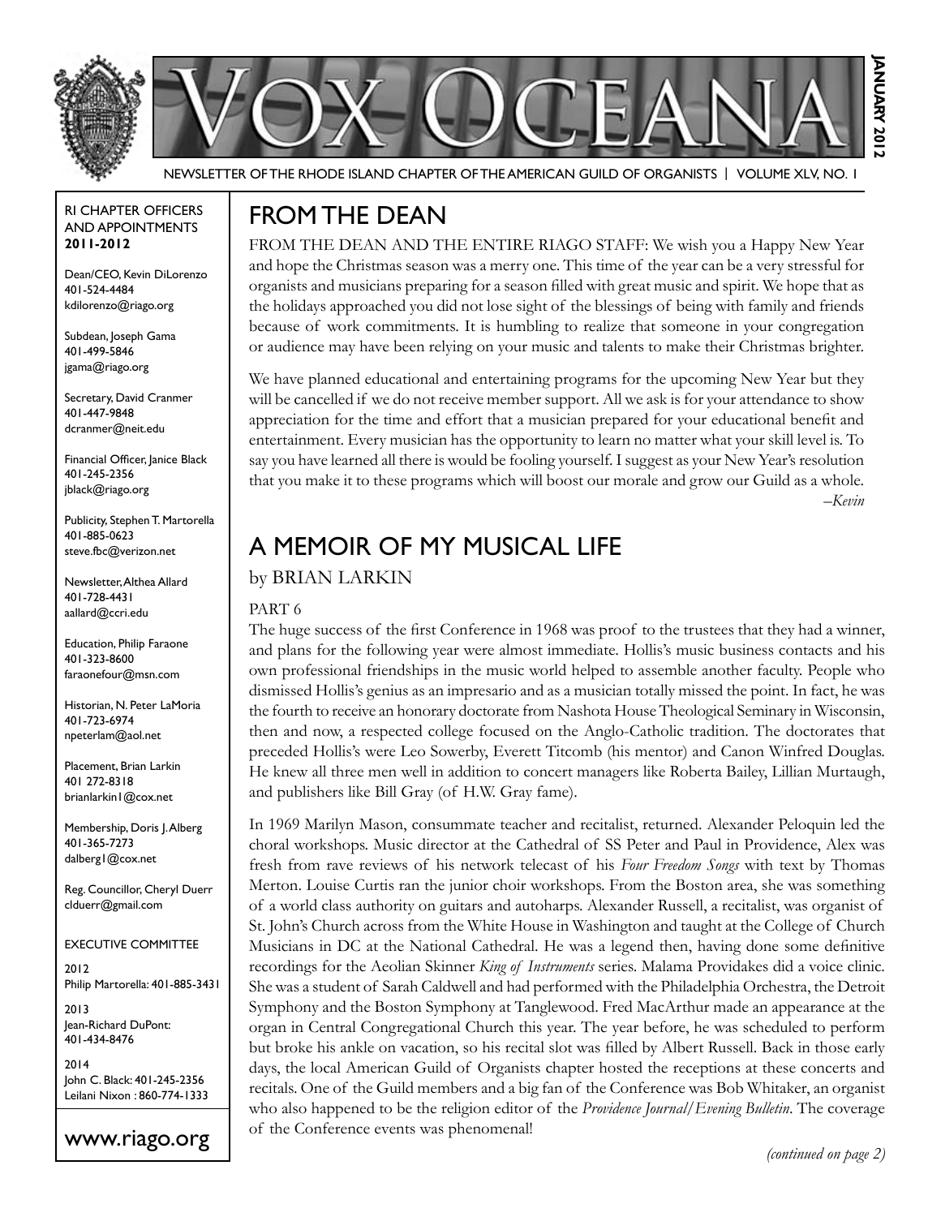# VOX OCEANA

NEWSLETTER OF THE RHODE ISLAND CHAPTER OF THE AMERICAN GUILD OF ORGANISTS | VOLUME XLV, NO. 1

JANUARY 2012

RI CHAPTER OFFICERS AND APPOINTMENTS **2011-2012**

Dean/CEO, Kevin DiLorenzo
401-524-4484
kdilorenzo@riago.org

Subdean, Joseph Gama
401-499-5846
jgama@riago.org

Secretary, David Cranmer
401-447-9848
dcranmer@neit.edu

Financial Officer, Janice Black
401-245-2356
jblack@riago.org

Publicity, Stephen T. Martorella
401-885-0623
steve.fbc@verizon.net

Newsletter, Althea Allard
401-728-4431
aallard@ccri.edu

Education, Philip Faraone
401-323-8600
faraonefour@msn.com

Historian, N. Peter LaMoria
401-723-6974
npeterlam@aol.net

Placement, Brian Larkin
401 272-8318
brianlarkin1@cox.net

Membership, Doris J. Alberg
401-365-7273
dalberg1@cox.net

Reg. Councillor, Cheryl Duerr
clduerr@gmail.com

EXECUTIVE COMMITTEE

2012
Philip Martorella: 401-885-3431

2013
Jean-Richard DuPont:
401-434-8476

2014
John C. Black: 401-245-2356
Leilani Nixon : 860-774-1333

www.riago.org

## FROM THE DEAN

FROM THE DEAN AND THE ENTIRE RIAGO STAFF: We wish you a Happy New Year and hope the Christmas season was a merry one. This time of the year can be a very stressful for organists and musicians preparing for a season filled with great music and spirit. We hope that as the holidays approached you did not lose sight of the blessings of being with family and friends because of work commitments. It is humbling to realize that someone in your congregation or audience may have been relying on your music and talents to make their Christmas brighter.

We have planned educational and entertaining programs for the upcoming New Year but they will be cancelled if we do not receive member support. All we ask is for your attendance to show appreciation for the time and effort that a musician prepared for your educational benefit and entertainment. Every musician has the opportunity to learn no matter what your skill level is. To say you have learned all there is would be fooling yourself. I suggest as your New Year's resolution that you make it to these programs which will boost our morale and grow our Guild as a whole.

*–Kevin*

## A MEMOIR OF MY MUSICAL LIFE

by BRIAN LARKIN

PART 6

The huge success of the first Conference in 1968 was proof to the trustees that they had a winner, and plans for the following year were almost immediate. Hollis's music business contacts and his own professional friendships in the music world helped to assemble another faculty. People who dismissed Hollis's genius as an impresario and as a musician totally missed the point. In fact, he was the fourth to receive an honorary doctorate from Nashota House Theological Seminary in Wisconsin, then and now, a respected college focused on the Anglo-Catholic tradition. The doctorates that preceded Hollis's were Leo Sowerby, Everett Titcomb (his mentor) and Canon Winfred Douglas. He knew all three men well in addition to concert managers like Roberta Bailey, Lillian Murtaugh, and publishers like Bill Gray (of H.W. Gray fame).

In 1969 Marilyn Mason, consummate teacher and recitalist, returned. Alexander Peloquin led the choral workshops. Music director at the Cathedral of SS Peter and Paul in Providence, Alex was fresh from rave reviews of his network telecast of his *Four Freedom Songs* with text by Thomas Merton. Louise Curtis ran the junior choir workshops. From the Boston area, she was something of a world class authority on guitars and autoharps. Alexander Russell, a recitalist, was organist of St. John's Church across from the White House in Washington and taught at the College of Church Musicians in DC at the National Cathedral. He was a legend then, having done some definitive recordings for the Aeolian Skinner *King of Instruments* series. Malama Providakes did a voice clinic. She was a student of Sarah Caldwell and had performed with the Philadelphia Orchestra, the Detroit Symphony and the Boston Symphony at Tanglewood. Fred MacArthur made an appearance at the organ in Central Congregational Church this year. The year before, he was scheduled to perform but broke his ankle on vacation, so his recital slot was filled by Albert Russell. Back in those early days, the local American Guild of Organists chapter hosted the receptions at these concerts and recitals. One of the Guild members and a big fan of the Conference was Bob Whitaker, an organist who also happened to be the religion editor of the *Providence Journal/Evening Bulletin*. The coverage of the Conference events was phenomenal!

*(continued on page 2)*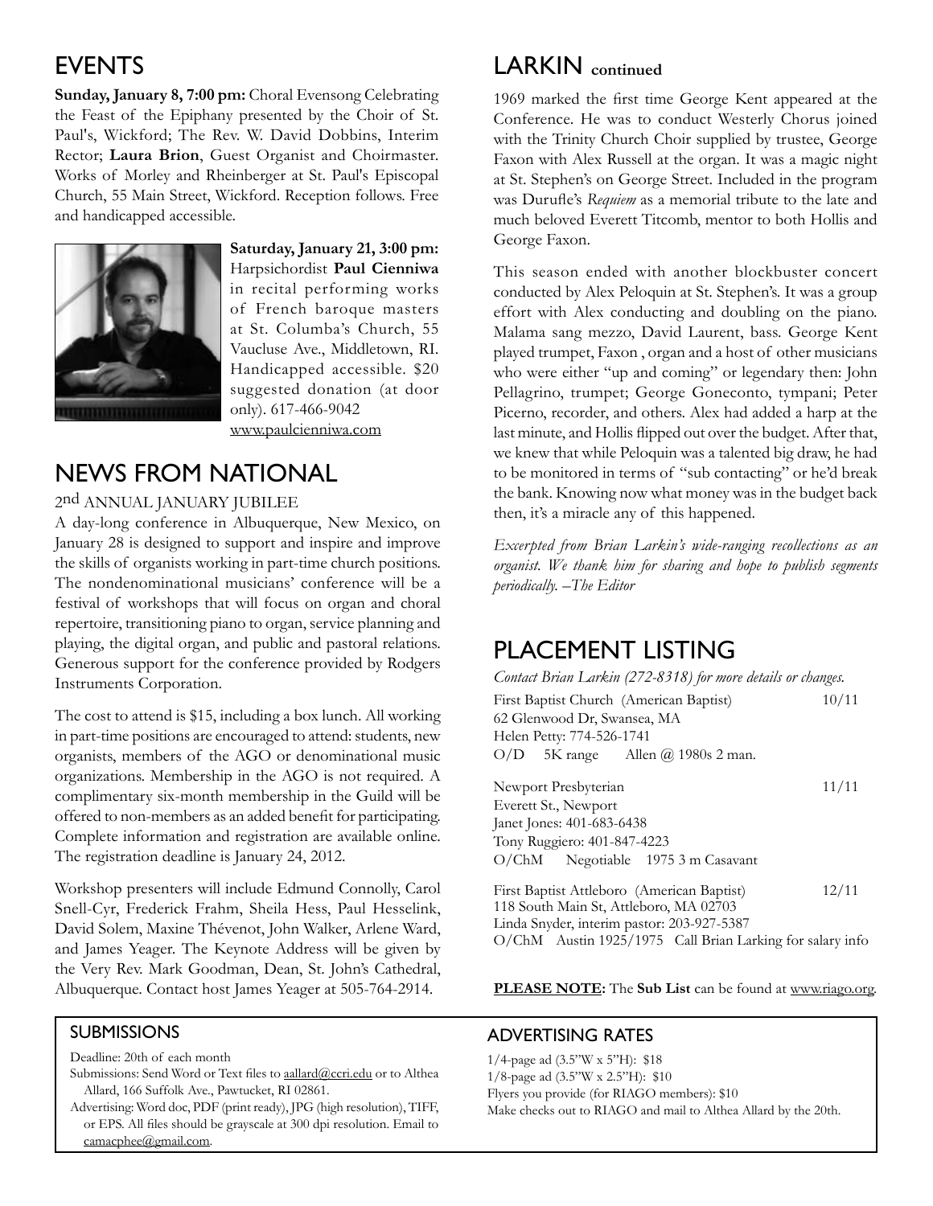## EVENTS

**Sunday, January 8, 7:00 pm:** Choral Evensong Celebrating the Feast of the Epiphany presented by the Choir of St. Paul's, Wickford; The Rev. W. David Dobbins, Interim Rector; **Laura Brion**, Guest Organist and Choirmaster. Works of Morley and Rheinberger at St. Paul's Episcopal Church, 55 Main Street, Wickford. Reception follows. Free and handicapped accessible.

**Saturday, January 21, 3:00 pm:** Harpsichordist **Paul Cienniwa** in recital performing works of French baroque masters at St. Columba's Church, 55 Vaucluse Ave., Middletown, RI. Handicapped accessible. $20 suggested donation (at door only). 617-466-9042 www.paulcienniwa.com

## NEWS FROM NATIONAL

2nd ANNUAL JANUARY JUBILEE

A day-long conference in Albuquerque, New Mexico, on January 28 is designed to support and inspire and improve the skills of organists working in part-time church positions. The nondenominational musicians' conference will be a festival of workshops that will focus on organ and choral repertoire, transitioning piano to organ, service planning and playing, the digital organ, and public and pastoral relations. Generous support for the conference provided by Rodgers Instruments Corporation.

The cost to attend is $15, including a box lunch. All working in part-time positions are encouraged to attend: students, new organists, members of the AGO or denominational music organizations. Membership in the AGO is not required. A complimentary six-month membership in the Guild will be offered to non-members as an added benefit for participating. Complete information and registration are available online. The registration deadline is January 24, 2012.

Workshop presenters will include Edmund Connolly, Carol Snell-Cyr, Frederick Frahm, Sheila Hess, Paul Hesselink, David Solem, Maxine Thévenot, John Walker, Arlene Ward, and James Yeager. The Keynote Address will be given by the Very Rev. Mark Goodman, Dean, St. John's Cathedral, Albuquerque. Contact host James Yeager at 505-764-2914.

## LARKIN continued

1969 marked the first time George Kent appeared at the Conference. He was to conduct Westerly Chorus joined with the Trinity Church Choir supplied by trustee, George Faxon with Alex Russell at the organ. It was a magic night at St. Stephen's on George Street. Included in the program was Duruflé's *Requiem* as a memorial tribute to the late and much beloved Everett Titcomb, mentor to both Hollis and George Faxon.

This season ended with another blockbuster concert conducted by Alex Peloquin at St. Stephen's. It was a group effort with Alex conducting and doubling on the piano. Malama sang mezzo, David Laurent, bass. George Kent played trumpet, Faxon , organ and a host of other musicians who were either "up and coming" or legendary then: John Pellagrino, trumpet; George Goneconto, tympani; Peter Picerno, recorder, and others. Alex had added a harp at the last minute, and Hollis flipped out over the budget. After that, we knew that while Peloquin was a talented big draw, he had to be monitored in terms of "sub contacting" or he'd break the bank. Knowing now what money was in the budget back then, it's a miracle any of this happened.

*Excerpted from Brian Larkin's wide-ranging recollections as an organist. We thank him for sharing and hope to publish segments periodically. –The Editor*

## PLACEMENT LISTING

*Contact Brian Larkin (272-8318) for more details or changes.*

First Baptist Church (American Baptist) 10/11
62 Glenwood Dr, Swansea, MA
Helen Petty: 774-526-1741
O/D 5K range Allen @ 1980s 2 man.

Newport Presbyterian 11/11
Everett St., Newport
Janet Jones: 401-683-6438
Tony Ruggiero: 401-847-4223
O/ChM Negotiable 1975 3 m Casavant

First Baptist Attleboro (American Baptist) 12/11
118 South Main St, Attleboro, MA 02703
Linda Snyder, interim pastor: 203-927-5387
O/ChM Austin 1925/1975 Call Brian Larking for salary info

**PLEASE NOTE:** The **Sub List** can be found at www.riago.org.

### SUBMISSIONS

Deadline: 20th of each month

Submissions: Send Word or Text files to aallard@ccri.edu or to Althea Allard, 166 Suffolk Ave., Pawtucket, RI 02861.

Advertising: Word doc, PDF (print ready), JPG (high resolution), TIFF, or EPS. All files should be grayscale at 300 dpi resolution. Email to camacphee@gmail.com.

### ADVERTISING RATES

1/4-page ad (3.5"W x 5"H): $18
1/8-page ad (3.5"W x 2.5"H): $10
Flyers you provide (for RIAGO members): $10
Make checks out to RIAGO and mail to Althea Allard by the 20th.